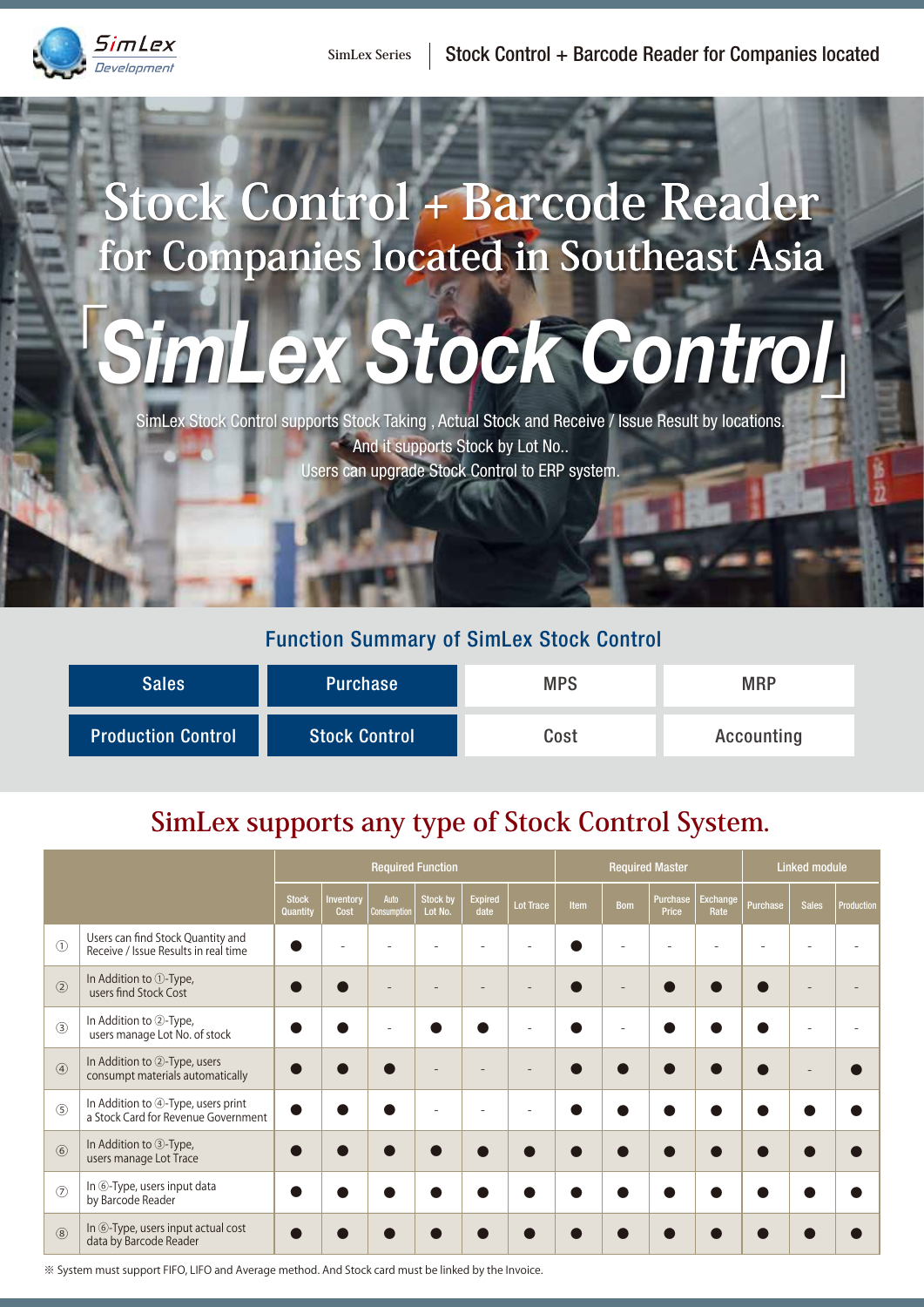# Stock Control + Barcode Reader for Companies located in Southeast Asia

# 「SimLex Stock Control」

SimLex Stock Control supports Stock Taking , Actual Stock and Receive / Issue Result by locations.
And it supports Stock by Lot No..
Users can upgrade Stock Control to ERP system.

## Function Summary of SimLex Stock Control

| | | | |
|---|---|---|---|
| **Sales** | **Purchase** | MPS | MRP |
| **Production Control** | **Stock Control** | Cost | Accounting |

## SimLex supports any type of Stock Control System.

| | | Required Function | | | | | | Required Master | | | | Linked module | | |
|---|---|---|---|---|---|---|---|---|---|---|---|---|---|---|
| | | Stock Quantity | Inventory Cost | Auto Consumption | Stock by Lot No. | Expired date | Lot Trace | Item | Bom | Purchase Price | Exchange Rate | Purchase | Sales | Production |
| ① | Users can find Stock Quantity and Receive / Issue Results in real time | ● | - | - | - | - | - | ● | - | - | - | - | - | - |
| ② | In Addition to ①-Type, users find Stock Cost | ● | ● | - | - | - | - | ● | - | ● | ● | ● | - | - |
| ③ | In Addition to ②-Type, users manage Lot No. of stock | ● | ● | - | ● | ● | - | ● | - | ● | ● | ● | - | - |
| ④ | In Addition to ②-Type, users consumpt materials automatically | ● | ● | ● | - | - | - | ● | ● | ● | ● | ● | - | ● |
| ⑤ | In Addition to ④-Type, users print a Stock Card for Revenue Government | ● | ● | ● | - | - | - | ● | ● | ● | ● | ● | ● | ● |
| ⑥ | In Addition to ③-Type, users manage Lot Trace | ● | ● | ● | ● | ● | ● | ● | ● | ● | ● | ● | ● | ● |
| ⑦ | In ⑥-Type, users input data by Barcode Reader | ● | ● | ● | ● | ● | ● | ● | ● | ● | ● | ● | ● | ● |
| ⑧ | In ⑥-Type, users input actual cost data by Barcode Reader | ● | ● | ● | ● | ● | ● | ● | ● | ● | ● | ● | ● | ● |

※ System must support FIFO, LIFO and Average method. And Stock card must be linked by the Invoice.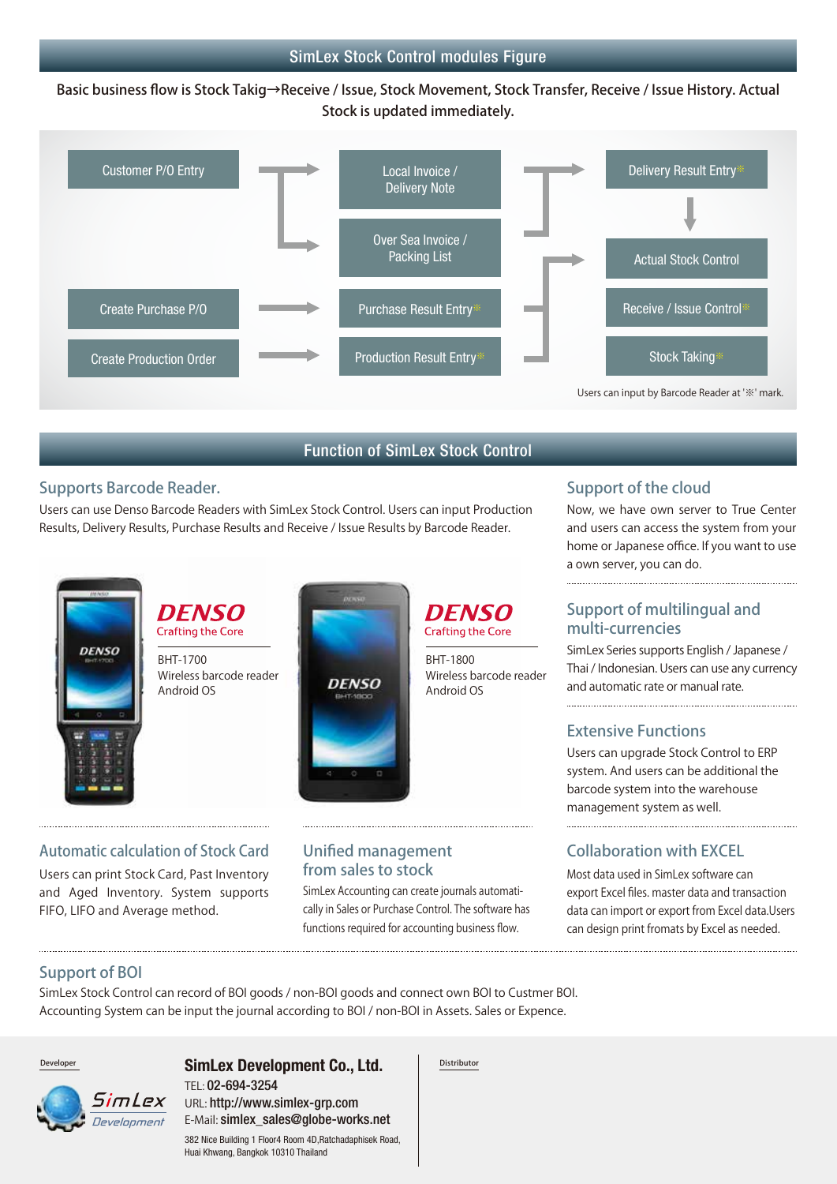## SimLex Stock Control modules Figure

Basic business flow is Stock Takig→Receive / Issue, Stock Movement, Stock Transfer, Receive / Issue History. Actual Stock is updated immediately.

Customer P/O Entry

Local Invoice / Delivery Note

Over Sea Invoice / Packing List

Delivery Result Entry※

Actual Stock Control

Create Purchase P/O

Purchase Result Entry※

Receive / Issue Control※

Create Production Order

Production Result Entry※

Stock Taking※

Users can input by Barcode Reader at '※' mark.

## Function of SimLex Stock Control

### Supports Barcode Reader.

Users can use Denso Barcode Readers with SimLex Stock Control. Users can input Production Results, Delivery Results, Purchase Results and Receive / Issue Results by Barcode Reader.

DENSO
Crafting the Core

BHT-1700
Wireless barcode reader
Android OS

DENSO
Crafting the Core

BHT-1800
Wireless barcode reader
Android OS

### Support of the cloud

Now, we have own server to True Center and users can access the system from your home or Japanese office. If you want to use a own server, you can do.

### Support of multilingual and multi-currencies

SimLex Series supports English / Japanese / Thai / Indonesian. Users can use any currency and automatic rate or manual rate.

### Extensive Functions

Users can upgrade Stock Control to ERP system. And users can be additional the barcode system into the warehouse management system as well.

### Automatic calculation of Stock Card

Users can print Stock Card, Past Inventory and Aged Inventory. System supports FIFO, LIFO and Average method.

### Unified management from sales to stock

SimLex Accounting can create journals automatically in Sales or Purchase Control. The software has functions required for accounting business flow.

### Collaboration with EXCEL

Most data used in SimLex software can export Excel files. master data and transaction data can import or export from Excel data.Users can design print fromats by Excel as needed.

### Support of BOI

SimLex Stock Control can record of BOI goods / non-BOI goods and connect own BOI to Custmer BOI.
Accounting System can be input the journal according to BOI / non-BOI in Assets. Sales or Expence.

Developer

SimLex Development

**SimLex Development Co., Ltd.**
TEL: **02-694-3254**
URL: **http://www.simlex-grp.com**
E-Mail: **simlex_sales@globe-works.net**
382 Nice Building 1 Floor4 Room 4D,Ratchadaphisek Road, Huai Khwang, Bangkok 10310 Thailand

Distributor